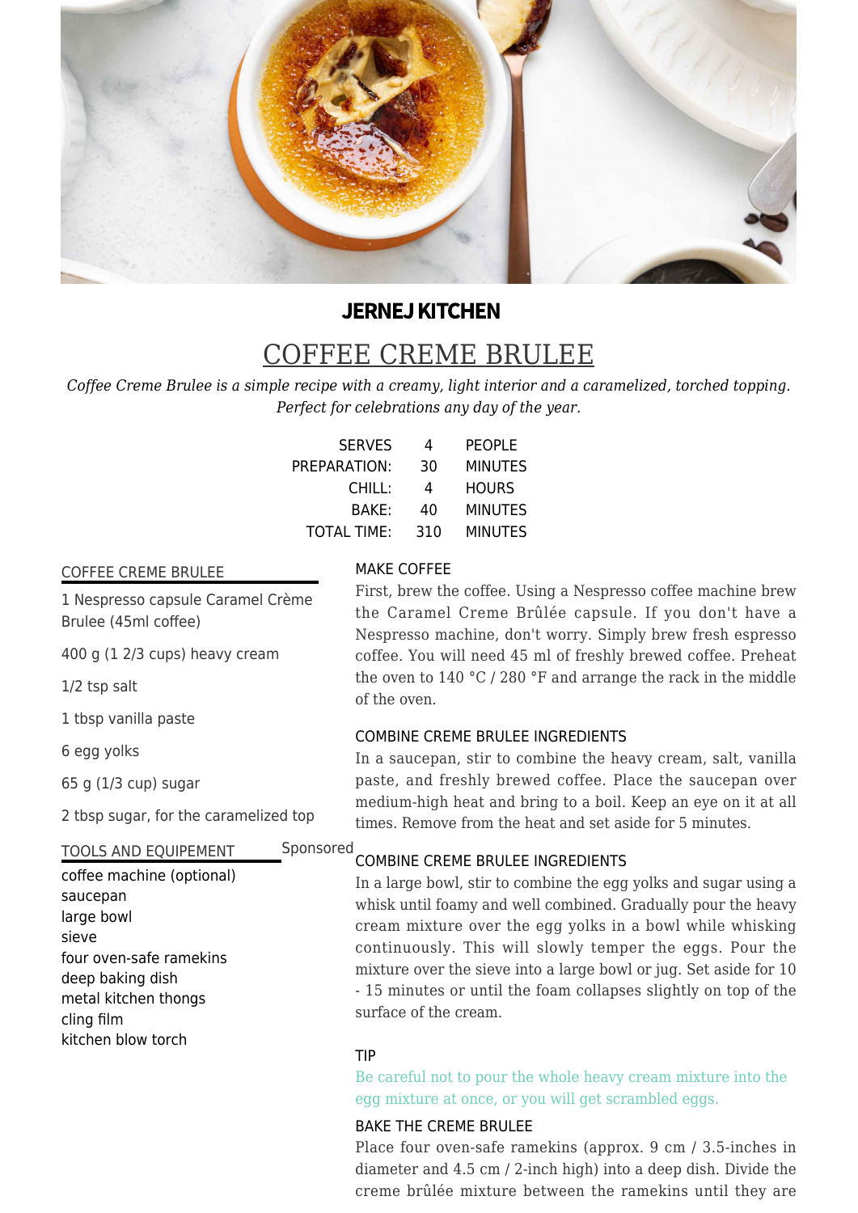**JERNEJ KITCHEN**

# COFFEE CREME BRULEE

*Coffee Creme Brulee is a simple recipe with a creamy, light interior and a caramelized, torched topping. Perfect for celebrations any day of the year.*

| | | |
|---|---|---|
| SERVES | 4 | PEOPLE |
| PREPARATION: | 30 | MINUTES |
| CHILL: | 4 | HOURS |
| BAKE: | 40 | MINUTES |
| TOTAL TIME: | 310 | MINUTES |

## COFFEE CREME BRULEE

1 Nespresso capsule Caramel Crème Brulee (45ml coffee)

400 g (1 2/3 cups) heavy cream

1/2 tsp salt

1 tbsp vanilla paste

6 egg yolks

65 g (1/3 cup) sugar

2 tbsp sugar, for the caramelized top

## TOOLS AND EQUIPEMENT

Sponsored

coffee machine (optional)
saucepan
large bowl
sieve
four oven-safe ramekins
deep baking dish
metal kitchen thongs
cling film
kitchen blow torch

### MAKE COFFEE

First, brew the coffee. Using a Nespresso coffee machine brew the Caramel Creme Brûlée capsule. If you don't have a Nespresso machine, don't worry. Simply brew fresh espresso coffee. You will need 45 ml of freshly brewed coffee. Preheat the oven to 140 °C / 280 °F and arrange the rack in the middle of the oven.

### COMBINE CREME BRULEE INGREDIENTS

In a saucepan, stir to combine the heavy cream, salt, vanilla paste, and freshly brewed coffee. Place the saucepan over medium-high heat and bring to a boil. Keep an eye on it at all times. Remove from the heat and set aside for 5 minutes.

### COMBINE CREME BRULEE INGREDIENTS

In a large bowl, stir to combine the egg yolks and sugar using a whisk until foamy and well combined. Gradually pour the heavy cream mixture over the egg yolks in a bowl while whisking continuously. This will slowly temper the eggs. Pour the mixture over the sieve into a large bowl or jug. Set aside for 10 - 15 minutes or until the foam collapses slightly on top of the surface of the cream.

### TIP

Be careful not to pour the whole heavy cream mixture into the egg mixture at once, or you will get scrambled eggs.

### BAKE THE CREME BRULEE

Place four oven-safe ramekins (approx. 9 cm / 3.5-inches in diameter and 4.5 cm / 2-inch high) into a deep dish. Divide the creme brûlée mixture between the ramekins until they are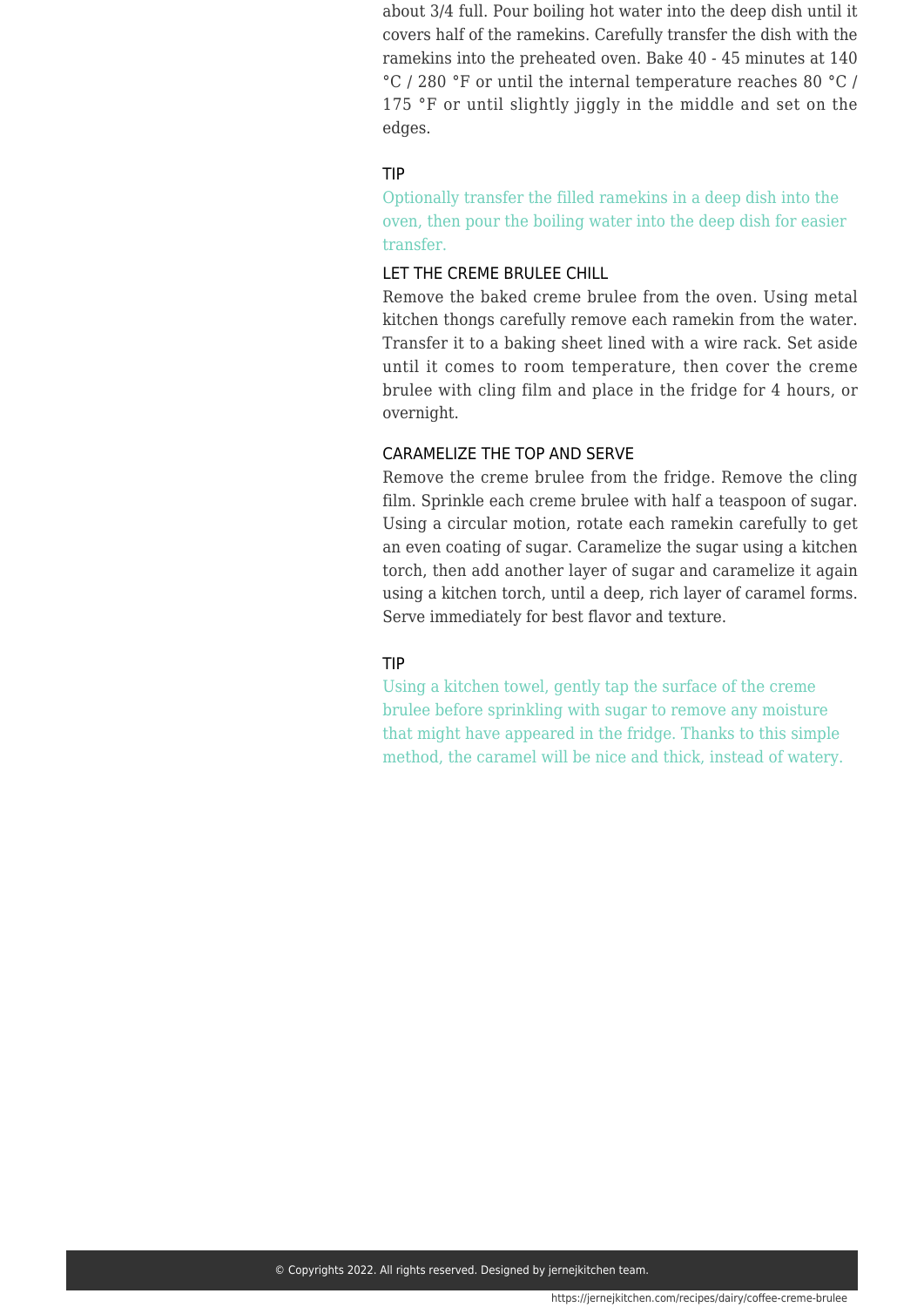about 3/4 full. Pour boiling hot water into the deep dish until it covers half of the ramekins. Carefully transfer the dish with the ramekins into the preheated oven. Bake 40 - 45 minutes at 140 °C / 280 °F or until the internal temperature reaches 80 °C / 175 °F or until slightly jiggly in the middle and set on the edges.

#### TIP

Optionally transfer the filled ramekins in a deep dish into the oven, then pour the boiling water into the deep dish for easier transfer.

#### LET THE CREME BRULEE CHILL

Remove the baked creme brulee from the oven. Using metal kitchen thongs carefully remove each ramekin from the water. Transfer it to a baking sheet lined with a wire rack. Set aside until it comes to room temperature, then cover the creme brulee with cling film and place in the fridge for 4 hours, or overnight.

#### CARAMELIZE THE TOP AND SERVE

Remove the creme brulee from the fridge. Remove the cling film. Sprinkle each creme brulee with half a teaspoon of sugar. Using a circular motion, rotate each ramekin carefully to get an even coating of sugar. Caramelize the sugar using a kitchen torch, then add another layer of sugar and caramelize it again using a kitchen torch, until a deep, rich layer of caramel forms. Serve immediately for best flavor and texture.

#### TIP

Using a kitchen towel, gently tap the surface of the creme brulee before sprinkling with sugar to remove any moisture that might have appeared in the fridge. Thanks to this simple method, the caramel will be nice and thick, instead of watery.

© Copyrights 2022. All rights reserved. Designed by jernejkitchen team.

https://jernejkitchen.com/recipes/dairy/coffee-creme-brulee